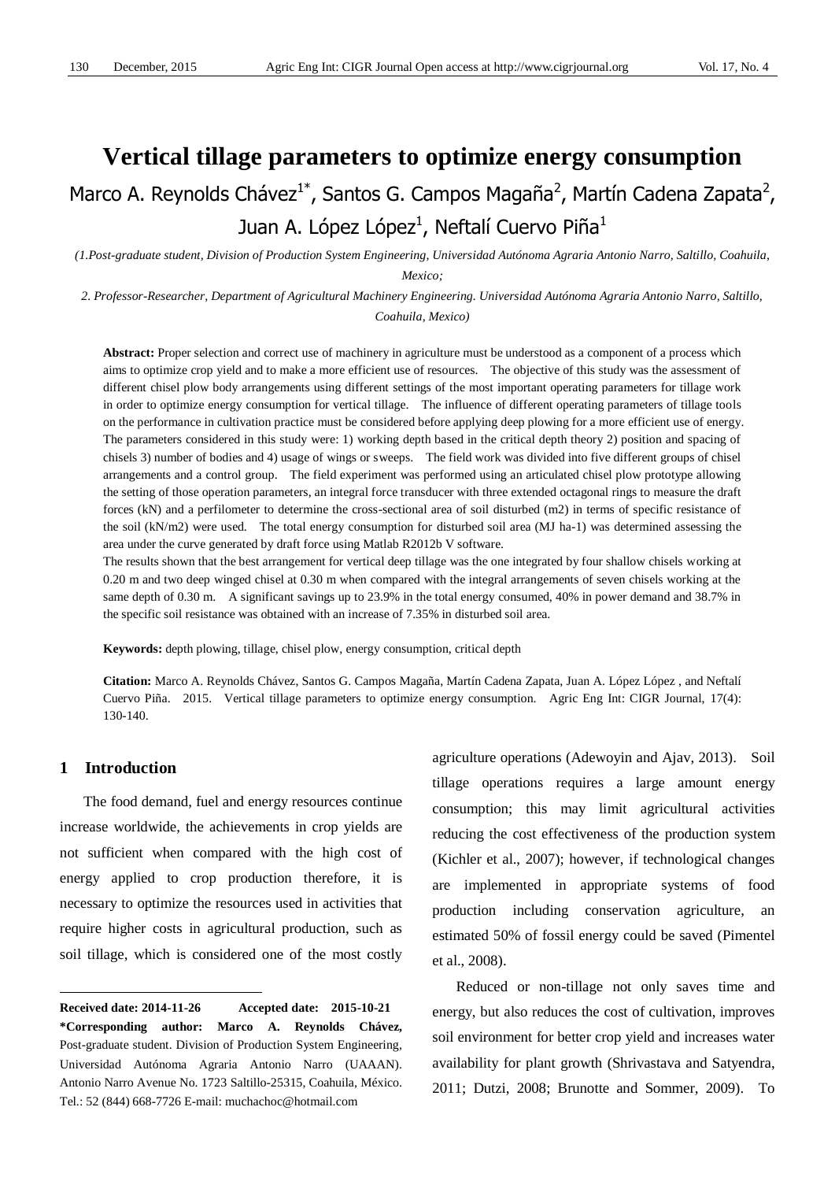# Vertical tillage parameters to optimize energy consumption

Marco A. Reynolds Chávez[1*], Santos G. Campos Magaña[2], Martín Cadena Zapata[2], Juan A. López López[1], Neftalí Cuervo Piña[1]

*(1.Post-graduate student, Division of Production System Engineering, Universidad Autónoma Agraria Antonio Narro, Saltillo, Coahuila, Mexico;*

*2. Professor-Researcher, Department of Agricultural Machinery Engineering. Universidad Autónoma Agraria Antonio Narro, Saltillo, Coahuila, Mexico)*

**Abstract:** Proper selection and correct use of machinery in agriculture must be understood as a component of a process which aims to optimize crop yield and to make a more efficient use of resources. The objective of this study was the assessment of different chisel plow body arrangements using different settings of the most important operating parameters for tillage work in order to optimize energy consumption for vertical tillage. The influence of different operating parameters of tillage tools on the performance in cultivation practice must be considered before applying deep plowing for a more efficient use of energy. The parameters considered in this study were: 1) working depth based in the critical depth theory 2) position and spacing of chisels 3) number of bodies and 4) usage of wings or sweeps. The field work was divided into five different groups of chisel arrangements and a control group. The field experiment was performed using an articulated chisel plow prototype allowing the setting of those operation parameters, an integral force transducer with three extended octagonal rings to measure the draft forces (kN) and a perfilometer to determine the cross-sectional area of soil disturbed (m2) in terms of specific resistance of the soil (kN/m2) were used. The total energy consumption for disturbed soil area (MJ ha-1) was determined assessing the area under the curve generated by draft force using Matlab R2012b V software.

The results shown that the best arrangement for vertical deep tillage was the one integrated by four shallow chisels working at 0.20 m and two deep winged chisel at 0.30 m when compared with the integral arrangements of seven chisels working at the same depth of 0.30 m. A significant savings up to 23.9% in the total energy consumed, 40% in power demand and 38.7% in the specific soil resistance was obtained with an increase of 7.35% in disturbed soil area.

**Keywords:** depth plowing, tillage, chisel plow, energy consumption, critical depth

**Citation:** Marco A. Reynolds Chávez, Santos G. Campos Magaña, Martín Cadena Zapata, Juan A. López López , and Neftalí Cuervo Piña. 2015. Vertical tillage parameters to optimize energy consumption. Agric Eng Int: CIGR Journal, 17(4): 130-140.

## 1 Introduction

The food demand, fuel and energy resources continue increase worldwide, the achievements in crop yields are not sufficient when compared with the high cost of energy applied to crop production therefore, it is necessary to optimize the resources used in activities that require higher costs in agricultural production, such as soil tillage, which is considered one of the most costly agriculture operations (Adewoyin and Ajav, 2013). Soil tillage operations requires a large amount energy consumption; this may limit agricultural activities reducing the cost effectiveness of the production system (Kichler et al., 2007); however, if technological changes are implemented in appropriate systems of food production including conservation agriculture, an estimated 50% of fossil energy could be saved (Pimentel et al., 2008).

Reduced or non-tillage not only saves time and energy, but also reduces the cost of cultivation, improves soil environment for better crop yield and increases water availability for plant growth (Shrivastava and Satyendra, 2011; Dutzi, 2008; Brunotte and Sommer, 2009). To

---

**Received date: 2014-11-26 Accepted date: 2015-10-21**
**\*Corresponding author: Marco A. Reynolds Chávez,** Post-graduate student. Division of Production System Engineering, Universidad Autónoma Agraria Antonio Narro (UAAAN). Antonio Narro Avenue No. 1723 Saltillo-25315, Coahuila, México. Tel.: 52 (844) 668-7726 E-mail: muchachoc@hotmail.com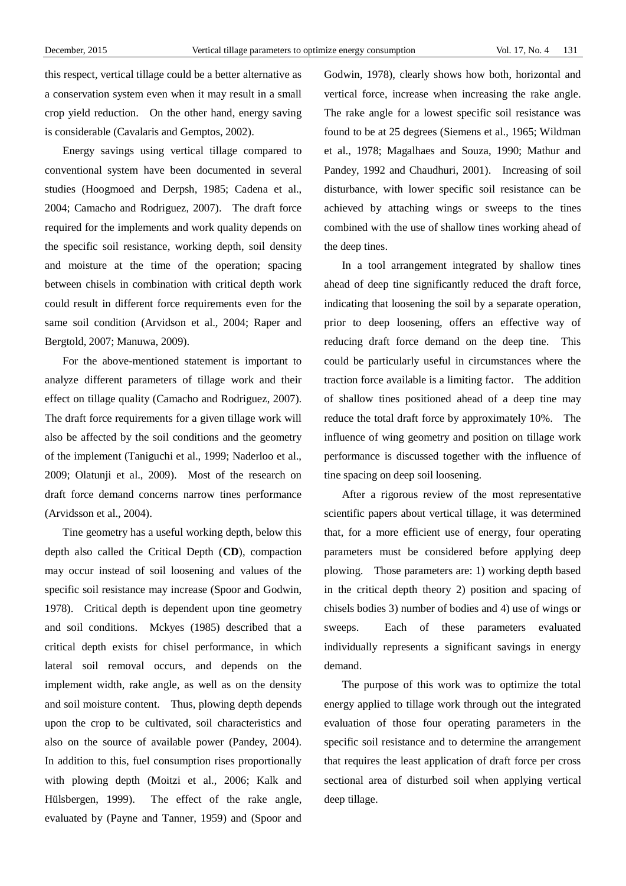this respect, vertical tillage could be a better alternative as a conservation system even when it may result in a small crop yield reduction. On the other hand, energy saving is considerable (Cavalaris and Gemptos, 2002).

Energy savings using vertical tillage compared to conventional system have been documented in several studies (Hoogmoed and Derpsh, 1985; Cadena et al., 2004; Camacho and Rodriguez, 2007). The draft force required for the implements and work quality depends on the specific soil resistance, working depth, soil density and moisture at the time of the operation; spacing between chisels in combination with critical depth work could result in different force requirements even for the same soil condition (Arvidson et al., 2004; Raper and Bergtold, 2007; Manuwa, 2009).

For the above-mentioned statement is important to analyze different parameters of tillage work and their effect on tillage quality (Camacho and Rodriguez, 2007). The draft force requirements for a given tillage work will also be affected by the soil conditions and the geometry of the implement (Taniguchi et al., 1999; Naderloo et al., 2009; Olatunji et al., 2009). Most of the research on draft force demand concerns narrow tines performance (Arvidsson et al., 2004).

Tine geometry has a useful working depth, below this depth also called the Critical Depth (**CD**), compaction may occur instead of soil loosening and values of the specific soil resistance may increase (Spoor and Godwin, 1978). Critical depth is dependent upon tine geometry and soil conditions. Mckyes (1985) described that a critical depth exists for chisel performance, in which lateral soil removal occurs, and depends on the implement width, rake angle, as well as on the density and soil moisture content. Thus, plowing depth depends upon the crop to be cultivated, soil characteristics and also on the source of available power (Pandey, 2004). In addition to this, fuel consumption rises proportionally with plowing depth (Moitzi et al., 2006; Kalk and Hülsbergen, 1999). The effect of the rake angle, evaluated by (Payne and Tanner, 1959) and (Spoor and Godwin, 1978), clearly shows how both, horizontal and vertical force, increase when increasing the rake angle. The rake angle for a lowest specific soil resistance was found to be at 25 degrees (Siemens et al., 1965; Wildman et al., 1978; Magalhaes and Souza, 1990; Mathur and Pandey, 1992 and Chaudhuri, 2001). Increasing of soil disturbance, with lower specific soil resistance can be achieved by attaching wings or sweeps to the tines combined with the use of shallow tines working ahead of the deep tines.

In a tool arrangement integrated by shallow tines ahead of deep tine significantly reduced the draft force, indicating that loosening the soil by a separate operation, prior to deep loosening, offers an effective way of reducing draft force demand on the deep tine. This could be particularly useful in circumstances where the traction force available is a limiting factor. The addition of shallow tines positioned ahead of a deep tine may reduce the total draft force by approximately 10%. The influence of wing geometry and position on tillage work performance is discussed together with the influence of tine spacing on deep soil loosening.

After a rigorous review of the most representative scientific papers about vertical tillage, it was determined that, for a more efficient use of energy, four operating parameters must be considered before applying deep plowing. Those parameters are: 1) working depth based in the critical depth theory 2) position and spacing of chisels bodies 3) number of bodies and 4) use of wings or sweeps. Each of these parameters evaluated individually represents a significant savings in energy demand.

The purpose of this work was to optimize the total energy applied to tillage work through out the integrated evaluation of those four operating parameters in the specific soil resistance and to determine the arrangement that requires the least application of draft force per cross sectional area of disturbed soil when applying vertical deep tillage.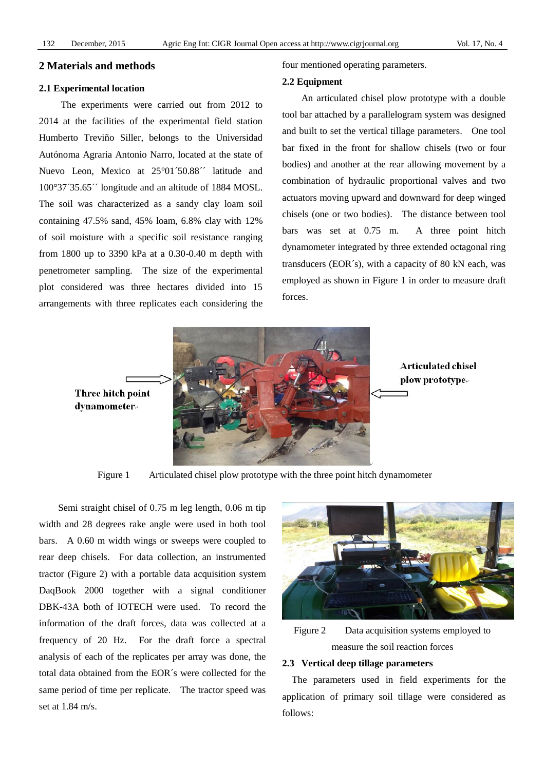## 2 Materials and methods

### 2.1 Experimental location

The experiments were carried out from 2012 to 2014 at the facilities of the experimental field station Humberto Treviño Siller, belongs to the Universidad Autónoma Agraria Antonio Narro, located at the state of Nuevo Leon, Mexico at 25°01´50.88´´ latitude and 100°37´35.65´´ longitude and an altitude of 1884 MOSL. The soil was characterized as a sandy clay loam soil containing 47.5% sand, 45% loam, 6.8% clay with 12% of soil moisture with a specific soil resistance ranging from 1800 up to 3390 kPa at a 0.30-0.40 m depth with penetrometer sampling. The size of the experimental plot considered was three hectares divided into 15 arrangements with three replicates each considering the four mentioned operating parameters.

### 2.2 Equipment

An articulated chisel plow prototype with a double tool bar attached by a parallelogram system was designed and built to set the vertical tillage parameters. One tool bar fixed in the front for shallow chisels (two or four bodies) and another at the rear allowing movement by a combination of hydraulic proportional valves and two actuators moving upward and downward for deep winged chisels (one or two bodies). The distance between tool bars was set at 0.75 m. A three point hitch dynamometer integrated by three extended octagonal ring transducers (EOR´s), with a capacity of 80 kN each, was employed as shown in Figure 1 in order to measure draft forces.

Three hitch point dynamometer

Articulated chisel plow prototype

Figure 1 Articulated chisel plow prototype with the three point hitch dynamometer

Semi straight chisel of 0.75 m leg length, 0.06 m tip width and 28 degrees rake angle were used in both tool bars. A 0.60 m width wings or sweeps were coupled to rear deep chisels. For data collection, an instrumented tractor (Figure 2) with a portable data acquisition system DaqBook 2000 together with a signal conditioner DBK-43A both of IOTECH were used. To record the information of the draft forces, data was collected at a frequency of 20 Hz. For the draft force a spectral analysis of each of the replicates per array was done, the total data obtained from the EOR´s were collected for the same period of time per replicate. The tractor speed was set at 1.84 m/s.

Figure 2 Data acquisition systems employed to measure the soil reaction forces

### 2.3 Vertical deep tillage parameters

The parameters used in field experiments for the application of primary soil tillage were considered as follows: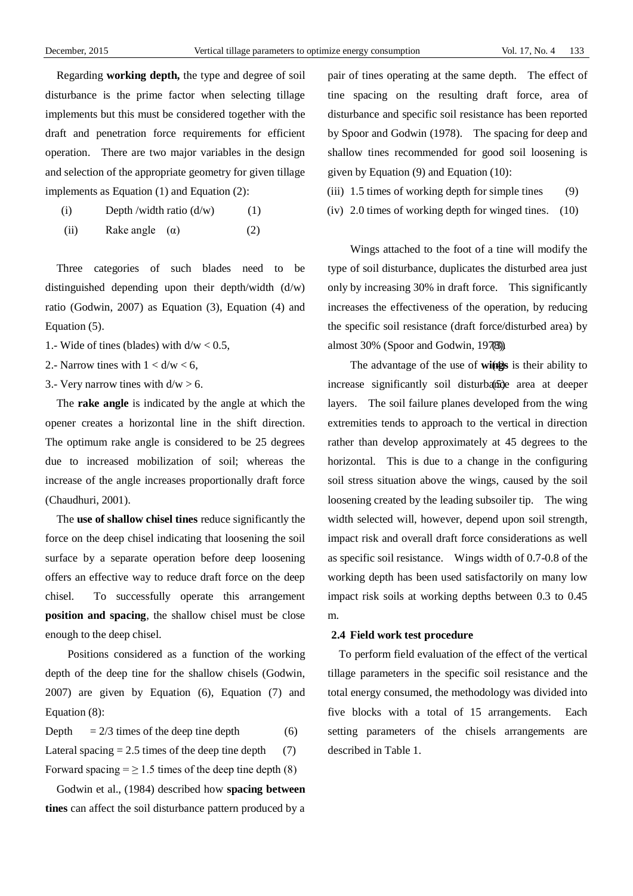Regarding **working depth,** the type and degree of soil disturbance is the prime factor when selecting tillage implements but this must be considered together with the draft and penetration force requirements for efficient operation. There are two major variables in the design and selection of the appropriate geometry for given tillage implements as Equation (1) and Equation (2):

(i) Depth /width ratio (d/w) (1)

(ii) Rake angle (α) (2)

Three categories of such blades need to be distinguished depending upon their depth/width (d/w) ratio (Godwin, 2007) as Equation (3), Equation (4) and Equation (5).

1.- Wide of tines (blades) with $d/w < 0.5$,

2.- Narrow tines with $1 < d/w < 6$,

3.- Very narrow tines with $d/w > 6$.

The **rake angle** is indicated by the angle at which the opener creates a horizontal line in the shift direction. The optimum rake angle is considered to be 25 degrees due to increased mobilization of soil; whereas the increase of the angle increases proportionally draft force (Chaudhuri, 2001).

The **use of shallow chisel tines** reduce significantly the force on the deep chisel indicating that loosening the soil surface by a separate operation before deep loosening offers an effective way to reduce draft force on the deep chisel. To successfully operate this arrangement **position and spacing**, the shallow chisel must be close enough to the deep chisel.

Positions considered as a function of the working depth of the deep tine for the shallow chisels (Godwin, 2007) are given by Equation (6), Equation (7) and Equation (8):

Depth = 2/3 times of the deep tine depth (6)

Lateral spacing = 2.5 times of the deep tine depth (7)

Forward spacing = ≥ 1.5 times of the deep tine depth (8)

Godwin et al., (1984) described how **spacing between tines** can affect the soil disturbance pattern produced by a pair of tines operating at the same depth. The effect of tine spacing on the resulting draft force, area of disturbance and specific soil resistance has been reported by Spoor and Godwin (1978). The spacing for deep and shallow tines recommended for good soil loosening is given by Equation (9) and Equation (10):

(iii) 1.5 times of working depth for simple tines (9)

(iv) 2.0 times of working depth for winged tines. (10)

Wings attached to the foot of a tine will modify the type of soil disturbance, duplicates the disturbed area just only by increasing 30% in draft force. This significantly increases the effectiveness of the operation, by reducing the specific soil resistance (draft force/disturbed area) by almost 30% (Spoor and Godwin, 1978).

The advantage of the use of **wings** is their ability to increase significantly soil disturbance area at deeper layers. The soil failure planes developed from the wing extremities tends to approach to the vertical in direction rather than develop approximately at 45 degrees to the horizontal. This is due to a change in the configuring soil stress situation above the wings, caused by the soil loosening created by the leading subsoiler tip. The wing width selected will, however, depend upon soil strength, impact risk and overall draft force considerations as well as specific soil resistance. Wings width of 0.7-0.8 of the working depth has been used satisfactorily on many low impact risk soils at working depths between 0.3 to 0.45 m.

## 2.4 Field work test procedure

To perform field evaluation of the effect of the vertical tillage parameters in the specific soil resistance and the total energy consumed, the methodology was divided into five blocks with a total of 15 arrangements. Each setting parameters of the chisels arrangements are described in Table 1.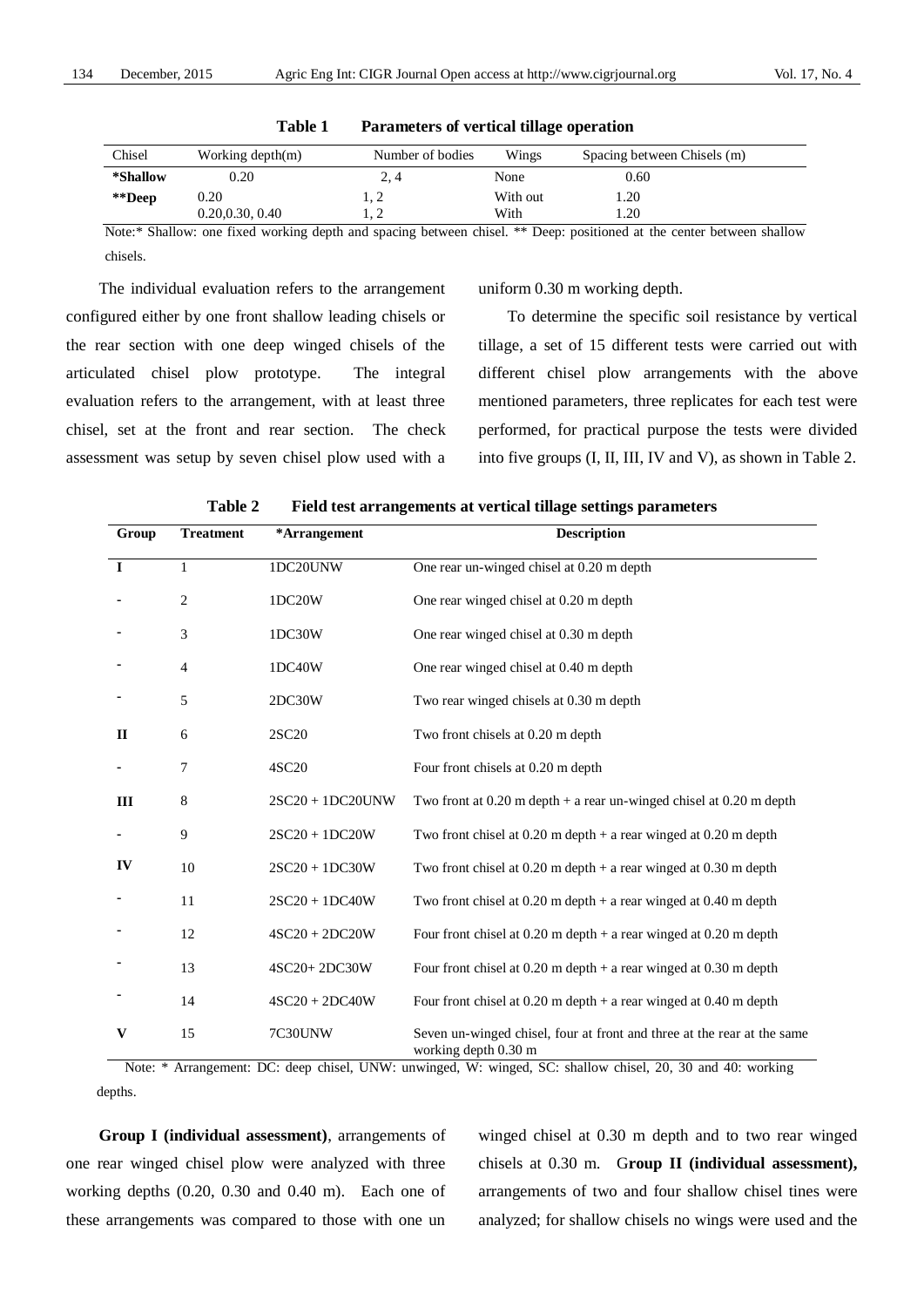**Table 1 Parameters of vertical tillage operation**

| Chisel | Working depth(m) | Number of bodies | Wings | Spacing between Chisels (m) |
|---|---|---|---|---|
| ***Shallow** | 0.20 | 2, 4 | None | 0.60 |
| ****Deep** | 0.20 | 1, 2 | With out | 1.20 |
| | 0.20,0.30, 0.40 | 1, 2 | With | 1.20 |

Note:* Shallow: one fixed working depth and spacing between chisel. ** Deep: positioned at the center between shallow chisels.

The individual evaluation refers to the arrangement configured either by one front shallow leading chisels or the rear section with one deep winged chisels of the articulated chisel plow prototype. The integral evaluation refers to the arrangement, with at least three chisel, set at the front and rear section. The check assessment was setup by seven chisel plow used with a uniform 0.30 m working depth.

To determine the specific soil resistance by vertical tillage, a set of 15 different tests were carried out with different chisel plow arrangements with the above mentioned parameters, three replicates for each test were performed, for practical purpose the tests were divided into five groups (I, II, III, IV and V), as shown in Table 2.

**Table 2 Field test arrangements at vertical tillage settings parameters**

| Group | Treatment | *Arrangement | Description |
|---|---|---|---|
| **I** | 1 | 1DC20UNW | One rear un-winged chisel at 0.20 m depth |
| - | 2 | 1DC20W | One rear winged chisel at 0.20 m depth |
| - | 3 | 1DC30W | One rear winged chisel at 0.30 m depth |
| - | 4 | 1DC40W | One rear winged chisel at 0.40 m depth |
| - | 5 | 2DC30W | Two rear winged chisels at 0.30 m depth |
| **II** | 6 | 2SC20 | Two front chisels at 0.20 m depth |
| - | 7 | 4SC20 | Four front chisels at 0.20 m depth |
| **III** | 8 | 2SC20 + 1DC20UNW | Two front at 0.20 m depth + a rear un-winged chisel at 0.20 m depth |
| - | 9 | 2SC20 + 1DC20W | Two front chisel at 0.20 m depth + a rear winged at 0.20 m depth |
| **IV** | 10 | 2SC20 + 1DC30W | Two front chisel at 0.20 m depth + a rear winged at 0.30 m depth |
| - | 11 | 2SC20 + 1DC40W | Two front chisel at 0.20 m depth + a rear winged at 0.40 m depth |
| - | 12 | 4SC20 + 2DC20W | Four front chisel at 0.20 m depth + a rear winged at 0.20 m depth |
| - | 13 | 4SC20+ 2DC30W | Four front chisel at 0.20 m depth + a rear winged at 0.30 m depth |
| - | 14 | 4SC20 + 2DC40W | Four front chisel at 0.20 m depth + a rear winged at 0.40 m depth |
| **V** | 15 | 7C30UNW | Seven un-winged chisel, four at front and three at the rear at the same working depth 0.30 m |

Note: * Arrangement: DC: deep chisel, UNW: unwinged, W: winged, SC: shallow chisel, 20, 30 and 40: working depths.

**Group I (individual assessment)**, arrangements of one rear winged chisel plow were analyzed with three working depths (0.20, 0.30 and 0.40 m). Each one of these arrangements was compared to those with one un winged chisel at 0.30 m depth and to two rear winged chisels at 0.30 m. G**roup II (individual assessment),** arrangements of two and four shallow chisel tines were analyzed; for shallow chisels no wings were used and the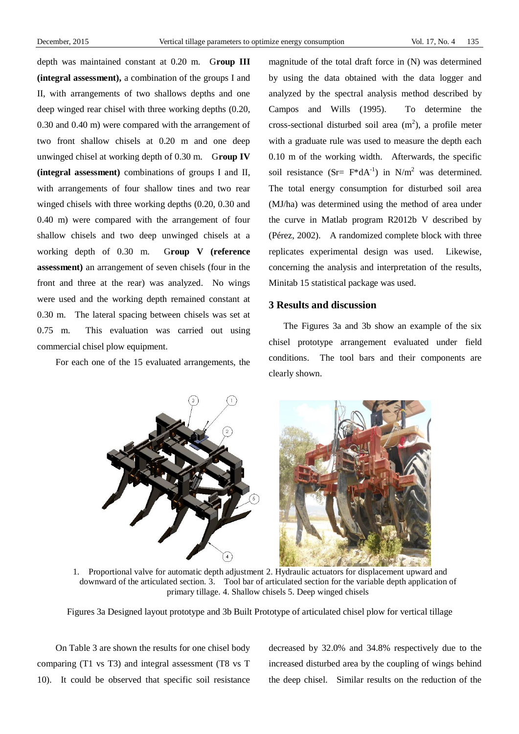depth was maintained constant at 0.20 m. **Group III (integral assessment),** a combination of the groups I and II, with arrangements of two shallows depths and one deep winged rear chisel with three working depths (0.20, 0.30 and 0.40 m) were compared with the arrangement of two front shallow chisels at 0.20 m and one deep unwinged chisel at working depth of 0.30 m. **Group IV (integral assessment)** combinations of groups I and II, with arrangements of four shallow tines and two rear winged chisels with three working depths (0.20, 0.30 and 0.40 m) were compared with the arrangement of four shallow chisels and two deep unwinged chisels at a working depth of 0.30 m. **Group V (reference assessment)** an arrangement of seven chisels (four in the front and three at the rear) was analyzed. No wings were used and the working depth remained constant at 0.30 m. The lateral spacing between chisels was set at 0.75 m. This evaluation was carried out using commercial chisel plow equipment.

For each one of the 15 evaluated arrangements, the magnitude of the total draft force in (N) was determined by using the data obtained with the data logger and analyzed by the spectral analysis method described by Campos and Wills (1995). To determine the cross-sectional disturbed soil area ($m^2$), a profile meter with a graduate rule was used to measure the depth each 0.10 m of the working width. Afterwards, the specific soil resistance ($Sr= F*dA^{-1}$) in $N/m^2$ was determined. The total energy consumption for disturbed soil area (MJ/ha) was determined using the method of area under the curve in Matlab program R2012b V described by (Pérez, 2002). A randomized complete block with three replicates experimental design was used. Likewise, concerning the analysis and interpretation of the results, Minitab 15 statistical package was used.

## 3 Results and discussion

The Figures 3a and 3b show an example of the six chisel prototype arrangement evaluated under field conditions. The tool bars and their components are clearly shown.

1. Proportional valve for automatic depth adjustment 2. Hydraulic actuators for displacement upward and downward of the articulated section. 3. Tool bar of articulated section for the variable depth application of primary tillage. 4. Shallow chisels 5. Deep winged chisels

Figures 3a Designed layout prototype and 3b Built Prototype of articulated chisel plow for vertical tillage

On Table 3 are shown the results for one chisel body comparing (T1 vs T3) and integral assessment (T8 vs T 10). It could be observed that specific soil resistance decreased by 32.0% and 34.8% respectively due to the increased disturbed area by the coupling of wings behind the deep chisel. Similar results on the reduction of the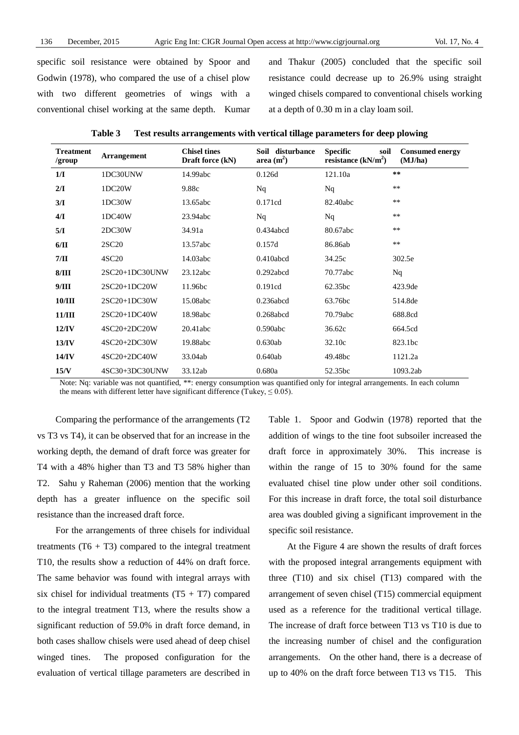specific soil resistance were obtained by Spoor and Godwin (1978), who compared the use of a chisel plow with two different geometries of wings with a conventional chisel working at the same depth. Kumar and Thakur (2005) concluded that the specific soil resistance could decrease up to 26.9% using straight winged chisels compared to conventional chisels working at a depth of 0.30 m in a clay loam soil.

**Table 3 Test results arrangements with vertical tillage parameters for deep plowing**

| Treatment /group | Arrangement | Chisel tines Draft force (kN) | Soil disturbance area ($m^2$) | Specific soil resistance ($kN/m^2$) | Consumed energy (MJ/ha) |
|---|---|---|---|---|---|
| 1/I | 1DC30UNW | 14.99abc | 0.126d | 121.10a | ** |
| 2/I | 1DC20W | 9.88c | Nq | Nq | ** |
| 3/I | 1DC30W | 13.65abc | 0.171cd | 82.40abc | ** |
| 4/I | 1DC40W | 23.94abc | Nq | Nq | ** |
| 5/I | 2DC30W | 34.91a | 0.434abcd | 80.67abc | ** |
| 6/II | 2SC20 | 13.57abc | 0.157d | 86.86ab | ** |
| 7/II | 4SC20 | 14.03abc | 0.410abcd | 34.25c | 302.5e |
| 8/III | 2SC20+1DC30UNW | 23.12abc | 0.292abcd | 70.77abc | Nq |
| 9/III | 2SC20+1DC20W | 11.96bc | 0.191cd | 62.35bc | 423.9de |
| 10/III | 2SC20+1DC30W | 15.08abc | 0.236abcd | 63.76bc | 514.8de |
| 11/III | 2SC20+1DC40W | 18.98abc | 0.268abcd | 70.79abc | 688.8cd |
| 12/IV | 4SC20+2DC20W | 20.41abc | 0.590abc | 36.62c | 664.5cd |
| 13/IV | 4SC20+2DC30W | 19.88abc | 0.630ab | 32.10c | 823.1bc |
| 14/IV | 4SC20+2DC40W | 33.04ab | 0.640ab | 49.48bc | 1121.2a |
| 15/V | 4SC30+3DC30UNW | 33.12ab | 0.680a | 52.35bc | 1093.2ab |

Note: Nq: variable was not quantified, **: energy consumption was quantified only for integral arrangements. In each column the means with different letter have significant difference (Tukey, ≤ 0.05).

Comparing the performance of the arrangements (T2 vs T3 vs T4), it can be observed that for an increase in the working depth, the demand of draft force was greater for T4 with a 48% higher than T3 and T3 58% higher than T2. Sahu y Raheman (2006) mention that the working depth has a greater influence on the specific soil resistance than the increased draft force.

For the arrangements of three chisels for individual treatments (T6 + T3) compared to the integral treatment T10, the results show a reduction of 44% on draft force. The same behavior was found with integral arrays with six chisel for individual treatments (T5 + T7) compared to the integral treatment T13, where the results show a significant reduction of 59.0% in draft force demand, in both cases shallow chisels were used ahead of deep chisel winged tines. The proposed configuration for the evaluation of vertical tillage parameters are described in Table 1. Spoor and Godwin (1978) reported that the addition of wings to the tine foot subsoiler increased the draft force in approximately 30%. This increase is within the range of 15 to 30% found for the same evaluated chisel tine plow under other soil conditions. For this increase in draft force, the total soil disturbance area was doubled giving a significant improvement in the specific soil resistance.

At the Figure 4 are shown the results of draft forces with the proposed integral arrangements equipment with three (T10) and six chisel (T13) compared with the arrangement of seven chisel (T15) commercial equipment used as a reference for the traditional vertical tillage. The increase of draft force between T13 vs T10 is due to the increasing number of chisel and the configuration arrangements. On the other hand, there is a decrease of up to 40% on the draft force between T13 vs T15. This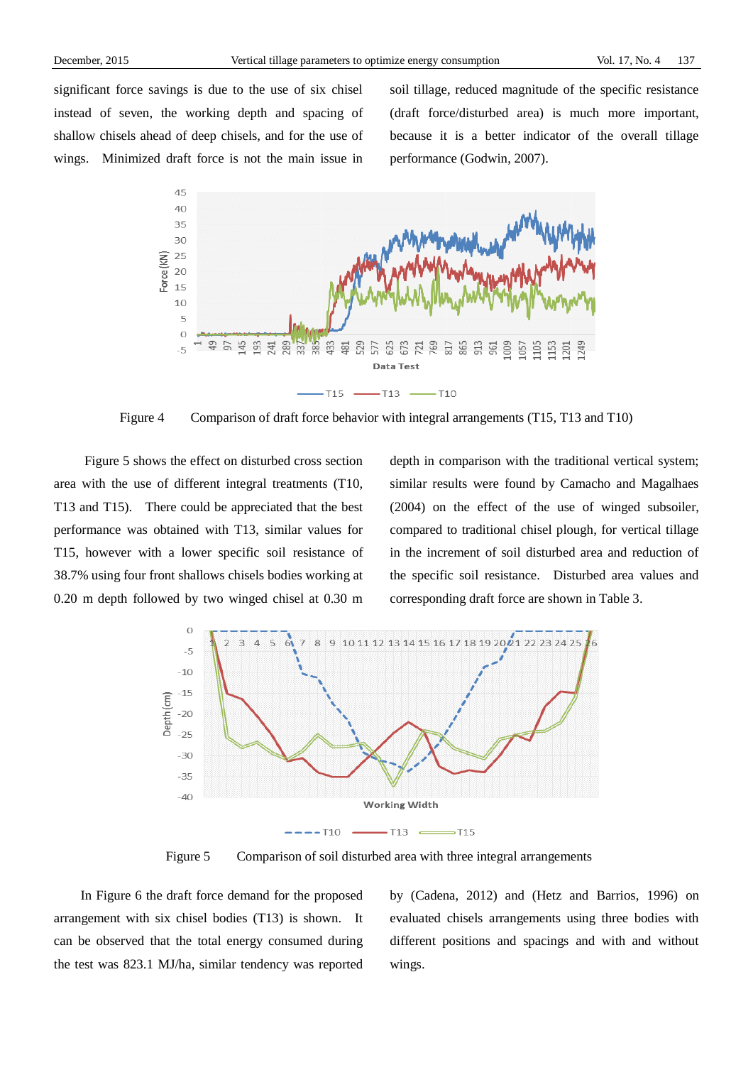significant force savings is due to the use of six chisel instead of seven, the working depth and spacing of shallow chisels ahead of deep chisels, and for the use of wings. Minimized draft force is not the main issue in soil tillage, reduced magnitude of the specific resistance (draft force/disturbed area) is much more important, because it is a better indicator of the overall tillage performance (Godwin, 2007).

Figure 4 Comparison of draft force behavior with integral arrangements (T15, T13 and T10)

Figure 5 shows the effect on disturbed cross section area with the use of different integral treatments (T10, T13 and T15). There could be appreciated that the best performance was obtained with T13, similar values for T15, however with a lower specific soil resistance of 38.7% using four front shallows chisels bodies working at 0.20 m depth followed by two winged chisel at 0.30 m depth in comparison with the traditional vertical system; similar results were found by Camacho and Magalhaes (2004) on the effect of the use of winged subsoiler, compared to traditional chisel plough, for vertical tillage in the increment of soil disturbed area and reduction of the specific soil resistance. Disturbed area values and corresponding draft force are shown in Table 3.

Figure 5 Comparison of soil disturbed area with three integral arrangements

In Figure 6 the draft force demand for the proposed arrangement with six chisel bodies (T13) is shown. It can be observed that the total energy consumed during the test was 823.1 MJ/ha, similar tendency was reported by (Cadena, 2012) and (Hetz and Barrios, 1996) on evaluated chisels arrangements using three bodies with different positions and spacings and with and without wings.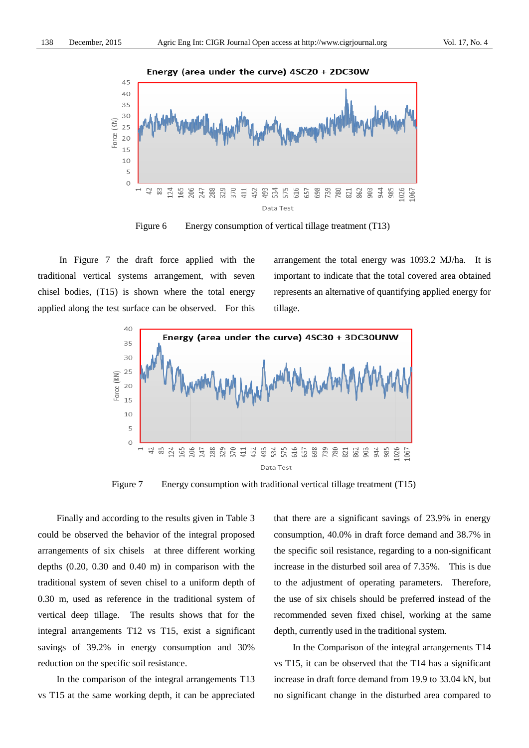Figure 6 Energy consumption of vertical tillage treatment (T13)

In Figure 7 the draft force applied with the traditional vertical systems arrangement, with seven chisel bodies, (T15) is shown where the total energy applied along the test surface can be observed. For this arrangement the total energy was 1093.2 MJ/ha. It is important to indicate that the total covered area obtained represents an alternative of quantifying applied energy for tillage.

Figure 7 Energy consumption with traditional vertical tillage treatment (T15)

Finally and according to the results given in Table 3 could be observed the behavior of the integral proposed arrangements of six chisels at three different working depths (0.20, 0.30 and 0.40 m) in comparison with the traditional system of seven chisel to a uniform depth of 0.30 m, used as reference in the traditional system of vertical deep tillage. The results shows that for the integral arrangements T12 vs T15, exist a significant savings of 39.2% in energy consumption and 30% reduction on the specific soil resistance.

In the comparison of the integral arrangements T13 vs T15 at the same working depth, it can be appreciated that there are a significant savings of 23.9% in energy consumption, 40.0% in draft force demand and 38.7% in the specific soil resistance, regarding to a non-significant increase in the disturbed soil area of 7.35%. This is due to the adjustment of operating parameters. Therefore, the use of six chisels should be preferred instead of the recommended seven fixed chisel, working at the same depth, currently used in the traditional system.

In the Comparison of the integral arrangements T14 vs T15, it can be observed that the T14 has a significant increase in draft force demand from 19.9 to 33.04 kN, but no significant change in the disturbed area compared to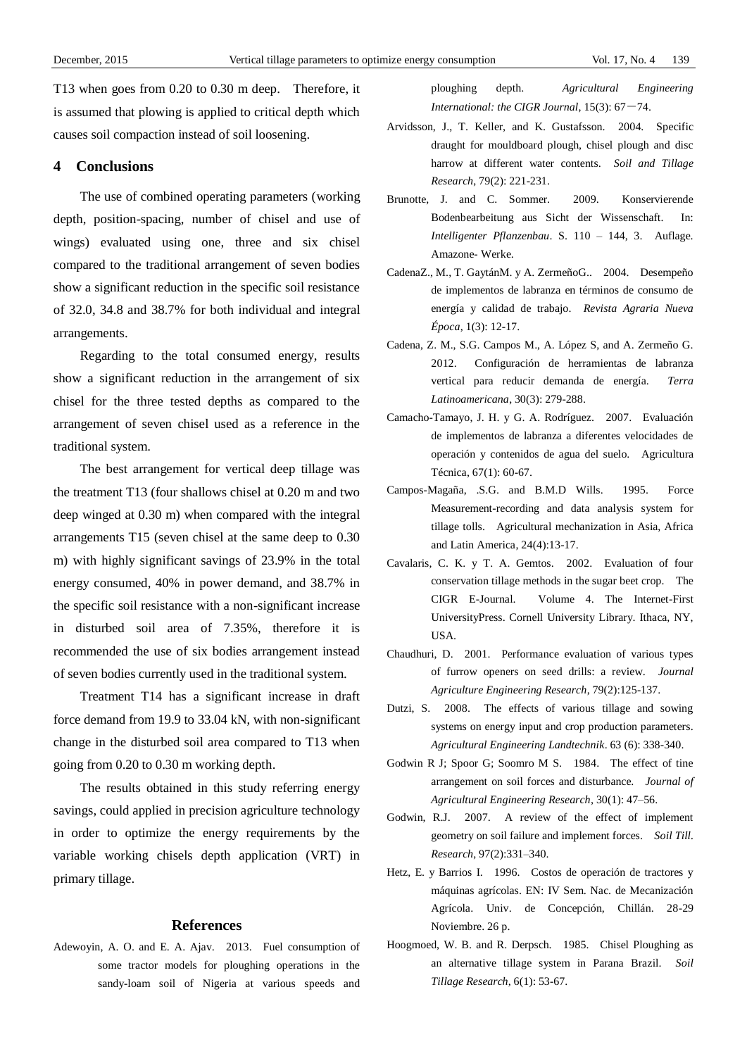T13 when goes from 0.20 to 0.30 m deep. Therefore, it is assumed that plowing is applied to critical depth which causes soil compaction instead of soil loosening.

## 4 Conclusions

The use of combined operating parameters (working depth, position-spacing, number of chisel and use of wings) evaluated using one, three and six chisel compared to the traditional arrangement of seven bodies show a significant reduction in the specific soil resistance of 32.0, 34.8 and 38.7% for both individual and integral arrangements.

Regarding to the total consumed energy, results show a significant reduction in the arrangement of six chisel for the three tested depths as compared to the arrangement of seven chisel used as a reference in the traditional system.

The best arrangement for vertical deep tillage was the treatment T13 (four shallows chisel at 0.20 m and two deep winged at 0.30 m) when compared with the integral arrangements T15 (seven chisel at the same deep to 0.30 m) with highly significant savings of 23.9% in the total energy consumed, 40% in power demand, and 38.7% in the specific soil resistance with a non-significant increase in disturbed soil area of 7.35%, therefore it is recommended the use of six bodies arrangement instead of seven bodies currently used in the traditional system.

Treatment T14 has a significant increase in draft force demand from 19.9 to 33.04 kN, with non-significant change in the disturbed soil area compared to T13 when going from 0.20 to 0.30 m working depth.

The results obtained in this study referring energy savings, could applied in precision agriculture technology in order to optimize the energy requirements by the variable working chisels depth application (VRT) in primary tillage.

## References

Adewoyin, A. O. and E. A. Ajav. 2013. Fuel consumption of some tractor models for ploughing operations in the sandy-loam soil of Nigeria at various speeds and ploughing depth. *Agricultural Engineering International: the CIGR Journal*, 15(3): 67－74.

Arvidsson, J., T. Keller, and K. Gustafsson. 2004. Specific draught for mouldboard plough, chisel plough and disc harrow at different water contents. *Soil and Tillage Research*, 79(2): 221-231.

Brunotte, J. and C. Sommer. 2009. Konservierende Bodenbearbeitung aus Sicht der Wissenschaft. In: *Intelligenter Pflanzenbau*. S. 110 – 144, 3. Auflage. Amazone- Werke.

CadenaZ., M., T. GaytánM. y A. ZermeñoG.. 2004. Desempeño de implementos de labranza en términos de consumo de energía y calidad de trabajo. *Revista Agraria Nueva Época*, 1(3): 12-17.

Cadena, Z. M., S.G. Campos M., A. López S, and A. Zermeño G. 2012. Configuración de herramientas de labranza vertical para reducir demanda de energía. *Terra Latinoamericana*, 30(3): 279-288.

Camacho-Tamayo, J. H. y G. A. Rodríguez. 2007. Evaluación de implementos de labranza a diferentes velocidades de operación y contenidos de agua del suelo. Agricultura Técnica, 67(1): 60-67.

Campos-Magaña, .S.G. and B.M.D Wills. 1995. Force Measurement-recording and data analysis system for tillage tolls. Agricultural mechanization in Asia, Africa and Latin America, 24(4):13-17.

Cavalaris, C. K. y T. A. Gemtos. 2002. Evaluation of four conservation tillage methods in the sugar beet crop. The CIGR E-Journal. Volume 4. The Internet-First UniversityPress. Cornell University Library. Ithaca, NY, USA.

Chaudhuri, D. 2001. Performance evaluation of various types of furrow openers on seed drills: a review. *Journal Agriculture Engineering Research*, 79(2):125-137.

Dutzi, S. 2008. The effects of various tillage and sowing systems on energy input and crop production parameters. *Agricultural Engineering Landtechnik*. 63 (6): 338-340.

Godwin R J; Spoor G; Soomro M S. 1984. The effect of tine arrangement on soil forces and disturbance. *Journal of Agricultural Engineering Research*, 30(1): 47–56.

Godwin, R.J. 2007. A review of the effect of implement geometry on soil failure and implement forces. *Soil Till. Research*, 97(2):331–340.

Hetz, E. y Barrios I. 1996. Costos de operación de tractores y máquinas agrícolas. EN: IV Sem. Nac. de Mecanización Agrícola. Univ. de Concepción, Chillán. 28-29 Noviembre. 26 p.

Hoogmoed, W. B. and R. Derpsch. 1985. Chisel Ploughing as an alternative tillage system in Parana Brazil. *Soil Tillage Research*, 6(1): 53-67.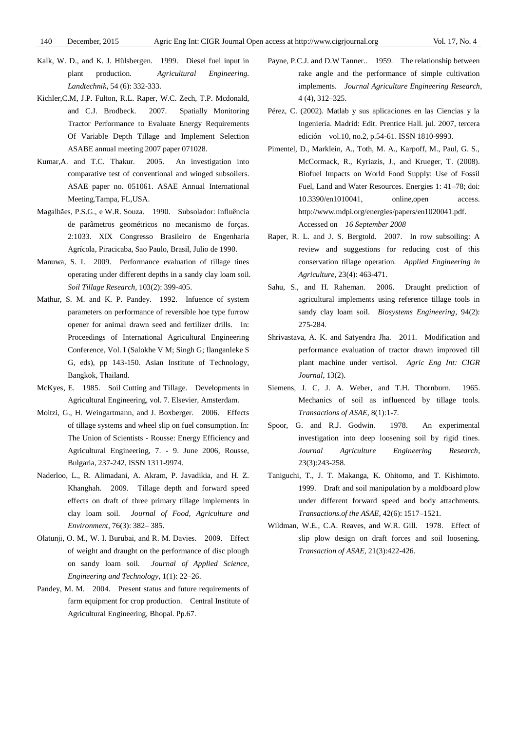Kalk, W. D., and K. J. Hülsbergen. 1999. Diesel fuel input in plant production. *Agricultural Engineering. Landtechnik*, 54 (6): 332-333.

Kichler,C.M, J.P. Fulton, R.L. Raper, W.C. Zech, T.P. Mcdonald, and C.J. Brodbeck. 2007. Spatially Monitoring Tractor Performance to Evaluate Energy Requirements Of Variable Depth Tillage and Implement Selection ASABE annual meeting 2007 paper 071028.

Kumar,A. and T.C. Thakur. 2005. An investigation into comparative test of conventional and winged subsoilers. ASAE paper no. 051061. ASAE Annual International Meeting.Tampa, FL,USA.

Magalhães, P.S.G., e W.R. Souza. 1990. Subsolador: Influência de parâmetros geométricos no mecanismo de forças. 2:1033. XIX Congresso Brasileiro de Engenharia Agrícola, Piracicaba, Sao Paulo, Brasil, Julio de 1990.

Manuwa, S. I. 2009. Performance evaluation of tillage tines operating under different depths in a sandy clay loam soil. *Soil Tillage Research*, 103(2): 399-405.

Mathur, S. M. and K. P. Pandey. 1992. Infuence of system parameters on performance of reversible hoe type furrow opener for animal drawn seed and fertilizer drills. In: Proceedings of International Agricultural Engineering Conference, Vol. I (Salokhe V M; Singh G; Ilanganleke S G, eds), pp 143-150. Asian Institute of Technology, Bangkok, Thailand.

McKyes, E. 1985. Soil Cutting and Tillage. Developments in Agricultural Engineering, vol. 7. Elsevier, Amsterdam.

Moitzi, G., H. Weingartmann, and J. Boxberger. 2006. Effects of tillage systems and wheel slip on fuel consumption. In: The Union of Scientists - Rousse: Energy Efficiency and Agricultural Engineering, 7. - 9. June 2006, Rousse, Bulgaria, 237-242, ISSN 1311-9974.

Naderloo, L., R. Alimadani, A. Akram, P. Javadikia, and H. Z. Khanghah. 2009. Tillage depth and forward speed effects on draft of three primary tillage implements in clay loam soil. *Journal of Food, Agriculture and Environment*, 76(3): 382– 385.

Olatunji, O. M., W. I. Burubai, and R. M. Davies. 2009. Effect of weight and draught on the performance of disc plough on sandy loam soil. *Journal of Applied Science, Engineering and Technology*, 1(1): 22–26.

Pandey, M. M. 2004. Present status and future requirements of farm equipment for crop production. Central Institute of Agricultural Engineering, Bhopal. Pp.67.

Payne, P.C.J. and D.W Tanner.. 1959. The relationship between rake angle and the performance of simple cultivation implements. *Journal Agriculture Engineering Research*, 4 (4), 312–325.

Pérez, C. (2002). Matlab y sus aplicaciones en las Ciencias y la Ingeniería. Madrid: Edit. Prentice Hall. jul. 2007, tercera edición vol.10, no.2, p.54-61. ISSN 1810-9993.

Pimentel, D., Marklein, A., Toth, M. A., Karpoff, M., Paul, G. S., McCormack, R., Kyriazis, J., and Krueger, T. (2008). Biofuel Impacts on World Food Supply: Use of Fossil Fuel, Land and Water Resources. Energies 1: 41–78; doi: 10.3390/en1010041, online,open access. http://www.mdpi.org/energies/papers/en1020041.pdf. Accessed on *16 September 2008*

Raper, R. L. and J. S. Bergtold. 2007. In row subsoiling: A review and suggestions for reducing cost of this conservation tillage operation. *Applied Engineering in Agriculture*, 23(4): 463-471.

Sahu, S., and H. Raheman. 2006. Draught prediction of agricultural implements using reference tillage tools in sandy clay loam soil. *Biosystems Engineering*, 94(2): 275-284.

Shrivastava, A. K. and Satyendra Jha. 2011. Modification and performance evaluation of tractor drawn improved till plant machine under vertisol. *Agric Eng Int: CIGR Journal*, 13(2).

Siemens, J. C, J. A. Weber, and T.H. Thornburn. 1965. Mechanics of soil as influenced by tillage tools. *Transactions of ASAE*, 8(1):1-7.

Spoor, G. and R.J. Godwin. 1978. An experimental investigation into deep loosening soil by rigid tines. *Journal Agriculture Engineering Research*, 23(3):243-258.

Taniguchi, T., J. T. Makanga, K. Ohitomo, and T. Kishimoto. 1999. Draft and soil manipulation by a moldboard plow under different forward speed and body attachments. *Transactions.of the ASAE*, 42(6): 1517–1521.

Wildman, W.E., C.A. Reaves, and W.R. Gill. 1978. Effect of slip plow design on draft forces and soil loosening. *Transaction of ASAE*, 21(3):422-426.